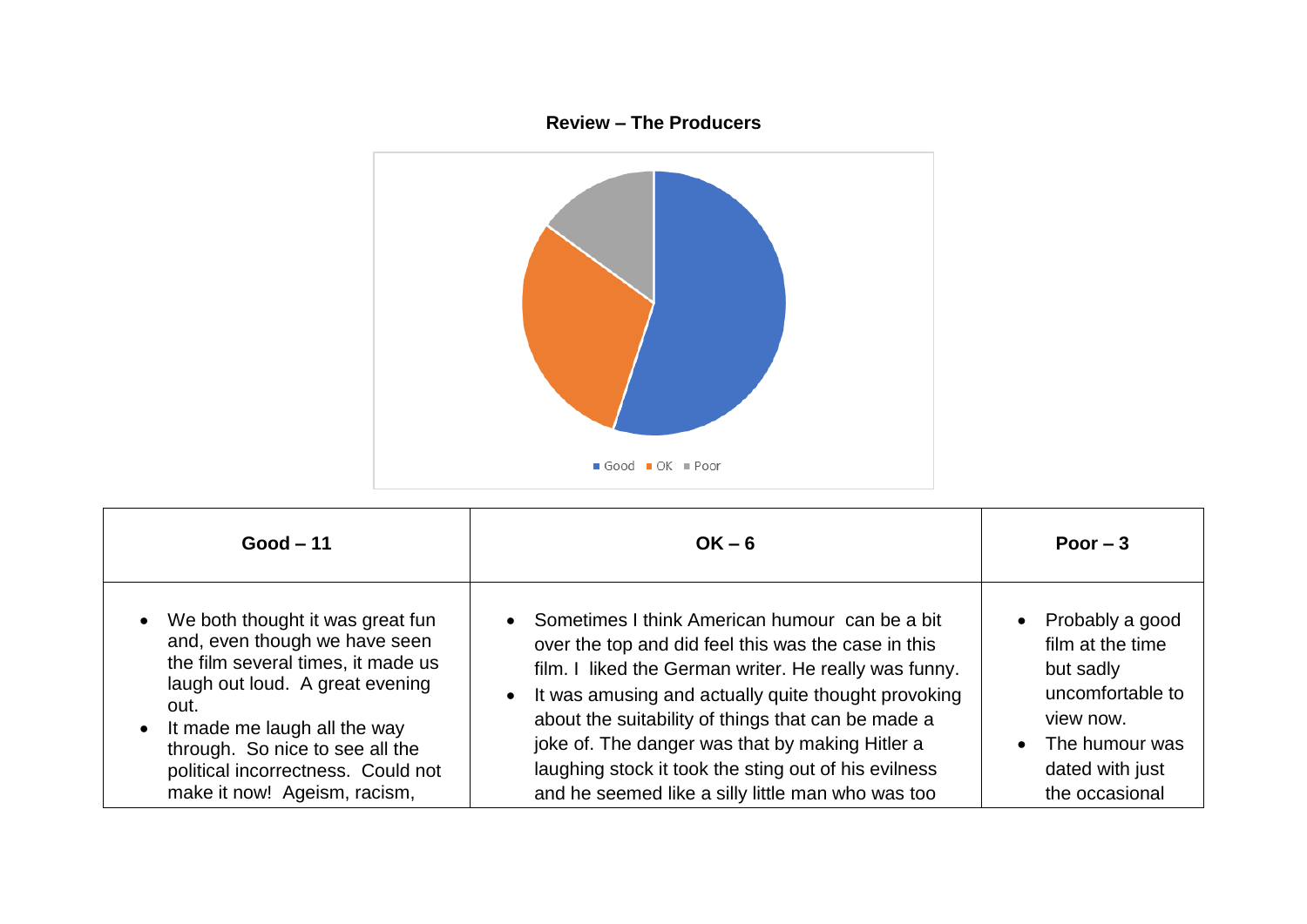**Review – The Producers**

Good OK Poor

| Good – 11 | OK – 6 | Poor – 3 |
|---|---|---|
| • We both thought it was great fun and, even though we have seen the film several times, it made us laugh out loud. A great evening out.<br>• It made me laugh all the way through. So nice to see all the political incorrectness. Could not make it now! Ageism, racism, | • Sometimes I think American humour can be a bit over the top and did feel this was the case in this film. I liked the German writer. He really was funny.<br>• It was amusing and actually quite thought provoking about the suitability of things that can be made a joke of. The danger was that by making Hitler a laughing stock it took the sting out of his evilness and he seemed like a silly little man who was too | • Probably a good film at the time but sadly uncomfortable to view now.<br>• The humour was dated with just the occasional |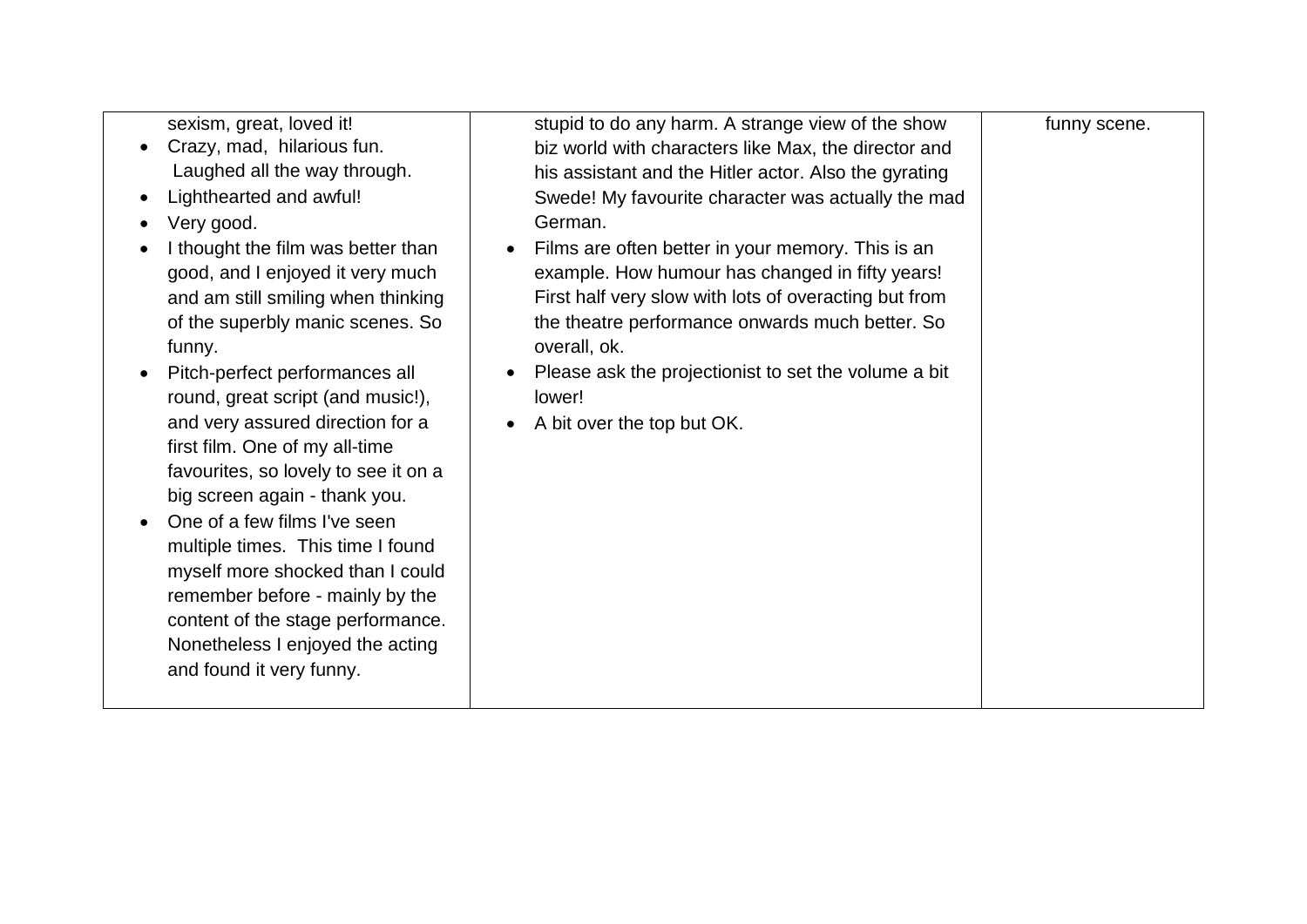| | | |
|---|---|---|
| sexism, great, loved it!<br>• Crazy, mad, hilarious fun. Laughed all the way through.<br>• Lighthearted and awful!<br>• Very good.<br>• I thought the film was better than good, and I enjoyed it very much and am still smiling when thinking of the superbly manic scenes. So funny.<br>• Pitch-perfect performances all round, great script (and music!), and very assured direction for a first film. One of my all-time favourites, so lovely to see it on a big screen again - thank you.<br>• One of a few films I've seen multiple times. This time I found myself more shocked than I could remember before - mainly by the content of the stage performance. Nonetheless I enjoyed the acting and found it very funny. | stupid to do any harm. A strange view of the show biz world with characters like Max, the director and his assistant and the Hitler actor. Also the gyrating Swede! My favourite character was actually the mad German.<br>• Films are often better in your memory. This is an example. How humour has changed in fifty years! First half very slow with lots of overacting but from the theatre performance onwards much better. So overall, ok.<br>• Please ask the projectionist to set the volume a bit lower!<br>• A bit over the top but OK. | funny scene. |